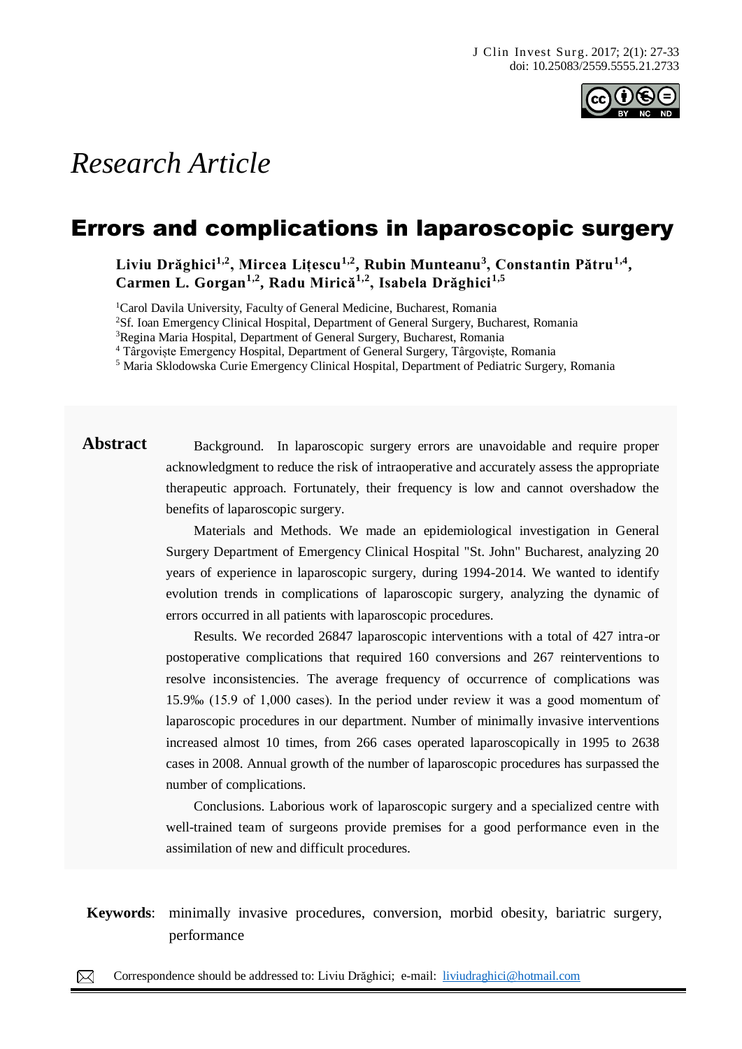*Research Article*

# Errors and complications in laparoscopic surgery

**Liviu Drăghici[1,2], Mircea Lițescu[1,2], Rubin Munteanu[3], Constantin Pătru[1,4], Carmen L. Gorgan[1,2], Radu Mirică[1,2], Isabela Drăghici[1,5]**

[1]Carol Davila University, Faculty of General Medicine, Bucharest, Romania
[2]Sf. Ioan Emergency Clinical Hospital, Department of General Surgery, Bucharest, Romania
[3]Regina Maria Hospital, Department of General Surgery, Bucharest, Romania
[4] Târgoviște Emergency Hospital, Department of General Surgery, Târgoviște, Romania
[5] Maria Sklodowska Curie Emergency Clinical Hospital, Department of Pediatric Surgery, Romania

## Abstract

Background. In laparoscopic surgery errors are unavoidable and require proper acknowledgment to reduce the risk of intraoperative and accurately assess the appropriate therapeutic approach. Fortunately, their frequency is low and cannot overshadow the benefits of laparoscopic surgery.

Materials and Methods. We made an epidemiological investigation in General Surgery Department of Emergency Clinical Hospital "St. John" Bucharest, analyzing 20 years of experience in laparoscopic surgery, during 1994-2014. We wanted to identify evolution trends in complications of laparoscopic surgery, analyzing the dynamic of errors occurred in all patients with laparoscopic procedures.

Results. We recorded 26847 laparoscopic interventions with a total of 427 intra-or postoperative complications that required 160 conversions and 267 reinterventions to resolve inconsistencies. The average frequency of occurrence of complications was 15.9‰ (15.9 of 1,000 cases). In the period under review it was a good momentum of laparoscopic procedures in our department. Number of minimally invasive interventions increased almost 10 times, from 266 cases operated laparoscopically in 1995 to 2638 cases in 2008. Annual growth of the number of laparoscopic procedures has surpassed the number of complications.

Conclusions. Laborious work of laparoscopic surgery and a specialized centre with well-trained team of surgeons provide premises for a good performance even in the assimilation of new and difficult procedures.

**Keywords**: minimally invasive procedures, conversion, morbid obesity, bariatric surgery, performance

Correspondence should be addressed to: Liviu Drăghici; e-mail: liviudraghici@hotmail.com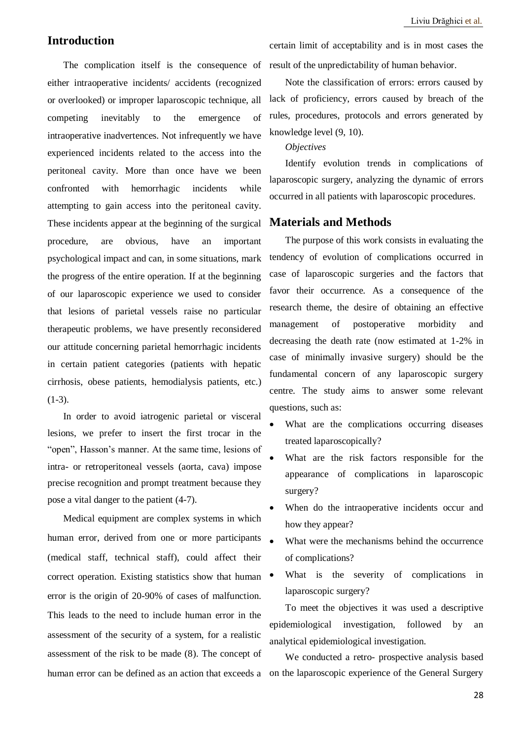## Introduction

The complication itself is the consequence of either intraoperative incidents/ accidents (recognized or overlooked) or improper laparoscopic technique, all competing inevitably to the emergence of intraoperative inadvertences. Not infrequently we have experienced incidents related to the access into the peritoneal cavity. More than once have we been confronted with hemorrhagic incidents while attempting to gain access into the peritoneal cavity. These incidents appear at the beginning of the surgical procedure, are obvious, have an important psychological impact and can, in some situations, mark the progress of the entire operation. If at the beginning of our laparoscopic experience we used to consider that lesions of parietal vessels raise no particular therapeutic problems, we have presently reconsidered our attitude concerning parietal hemorrhagic incidents in certain patient categories (patients with hepatic cirrhosis, obese patients, hemodialysis patients, etc.) (1-3).

In order to avoid iatrogenic parietal or visceral lesions, we prefer to insert the first trocar in the "open", Hasson's manner. At the same time, lesions of intra- or retroperitoneal vessels (aorta, cava) impose precise recognition and prompt treatment because they pose a vital danger to the patient (4-7).

Medical equipment are complex systems in which human error, derived from one or more participants (medical staff, technical staff), could affect their correct operation. Existing statistics show that human error is the origin of 20-90% of cases of malfunction. This leads to the need to include human error in the assessment of the security of a system, for a realistic assessment of the risk to be made (8). The concept of human error can be defined as an action that exceeds a certain limit of acceptability and is in most cases the result of the unpredictability of human behavior.

Note the classification of errors: errors caused by lack of proficiency, errors caused by breach of the rules, procedures, protocols and errors generated by knowledge level (9, 10).

*Objectives*

Identify evolution trends in complications of laparoscopic surgery, analyzing the dynamic of errors occurred in all patients with laparoscopic procedures.

## Materials and Methods

The purpose of this work consists in evaluating the tendency of evolution of complications occurred in case of laparoscopic surgeries and the factors that favor their occurrence. As a consequence of the research theme, the desire of obtaining an effective management of postoperative morbidity and decreasing the death rate (now estimated at 1-2% in case of minimally invasive surgery) should be the fundamental concern of any laparoscopic surgery centre. The study aims to answer some relevant questions, such as:

- What are the complications occurring diseases treated laparoscopically?
- What are the risk factors responsible for the appearance of complications in laparoscopic surgery?
- When do the intraoperative incidents occur and how they appear?
- What were the mechanisms behind the occurrence of complications?
- What is the severity of complications in laparoscopic surgery?

To meet the objectives it was used a descriptive epidemiological investigation, followed by an analytical epidemiological investigation.

We conducted a retro- prospective analysis based on the laparoscopic experience of the General Surgery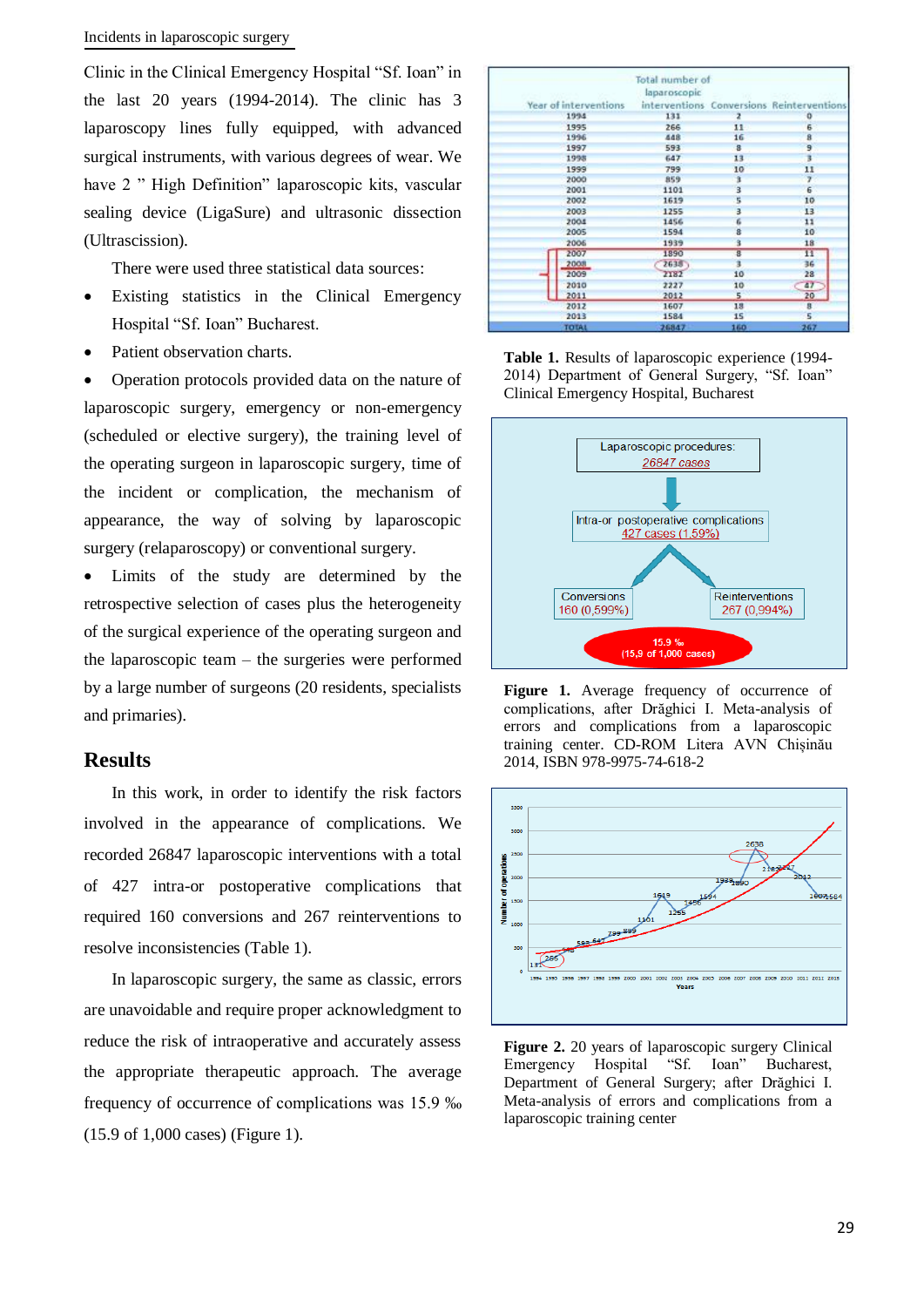Clinic in the Clinical Emergency Hospital "Sf. Ioan" in the last 20 years (1994-2014). The clinic has 3 laparoscopy lines fully equipped, with advanced surgical instruments, with various degrees of wear. We have 2 " High Definition" laparoscopic kits, vascular sealing device (LigaSure) and ultrasonic dissection (Ultrascission).

There were used three statistical data sources:

- Existing statistics in the Clinical Emergency Hospital "Sf. Ioan" Bucharest.
- Patient observation charts.
- Operation protocols provided data on the nature of laparoscopic surgery, emergency or non-emergency (scheduled or elective surgery), the training level of the operating surgeon in laparoscopic surgery, time of the incident or complication, the mechanism of appearance, the way of solving by laparoscopic surgery (relaparoscopy) or conventional surgery.
- Limits of the study are determined by the retrospective selection of cases plus the heterogeneity of the surgical experience of the operating surgeon and the laparoscopic team – the surgeries were performed by a large number of surgeons (20 residents, specialists and primaries).

## Results

In this work, in order to identify the risk factors involved in the appearance of complications. We recorded 26847 laparoscopic interventions with a total of 427 intra-or postoperative complications that required 160 conversions and 267 reinterventions to resolve inconsistencies (Table 1).

In laparoscopic surgery, the same as classic, errors are unavoidable and require proper acknowledgment to reduce the risk of intraoperative and accurately assess the appropriate therapeutic approach. The average frequency of occurrence of complications was 15.9 ‰ (15.9 of 1,000 cases) (Figure 1).

| Year of interventions | Total number of laparoscopic interventions | Conversions | Reinterventions |
|---|---|---|---|
| 1994 | 131 | 2 | 0 |
| 1995 | 266 | 11 | 6 |
| 1996 | 448 | 16 | 8 |
| 1997 | 593 | 8 | 9 |
| 1998 | 647 | 13 | 3 |
| 1999 | 799 | 10 | 11 |
| 2000 | 859 | 3 | 7 |
| 2001 | 1101 | 3 | 6 |
| 2002 | 1619 | 5 | 10 |
| 2003 | 1255 | 3 | 13 |
| 2004 | 1456 | 6 | 11 |
| 2005 | 1594 | 8 | 10 |
| 2006 | 1939 | 3 | 18 |
| 2007 | 1890 | 8 | 11 |
| 2008 | 2638 | 3 | 36 |
| 2009 | 2182 | 10 | 28 |
| 2010 | 2227 | 10 | 47 |
| 2011 | 2012 | 5 | 20 |
| 2012 | 1607 | 18 | 8 |
| 2013 | 1584 | 15 | 5 |
| TOTAL | 26847 | 160 | 267 |

**Table 1.** Results of laparoscopic experience (1994-2014) Department of General Surgery, "Sf. Ioan" Clinical Emergency Hospital, Bucharest

Laparoscopic procedures: 26847 cases → Intra-or postoperative complications 427 cases (1.59%) → Conversions 160 (0,599%); Reinterventions 267 (0,994%) — 15.9 ‰ (15,9 of 1,000 cases)

**Figure 1.** Average frequency of occurrence of complications, after Drăghici I. Meta-analysis of errors and complications from a laparoscopic training center. CD-ROM Litera AVN Chişinău 2014, ISBN 978-9975-74-618-2

**Figure 2.** 20 years of laparoscopic surgery Clinical Emergency Hospital "Sf. Ioan" Bucharest, Department of General Surgery; after Drăghici I. Meta-analysis of errors and complications from a laparoscopic training center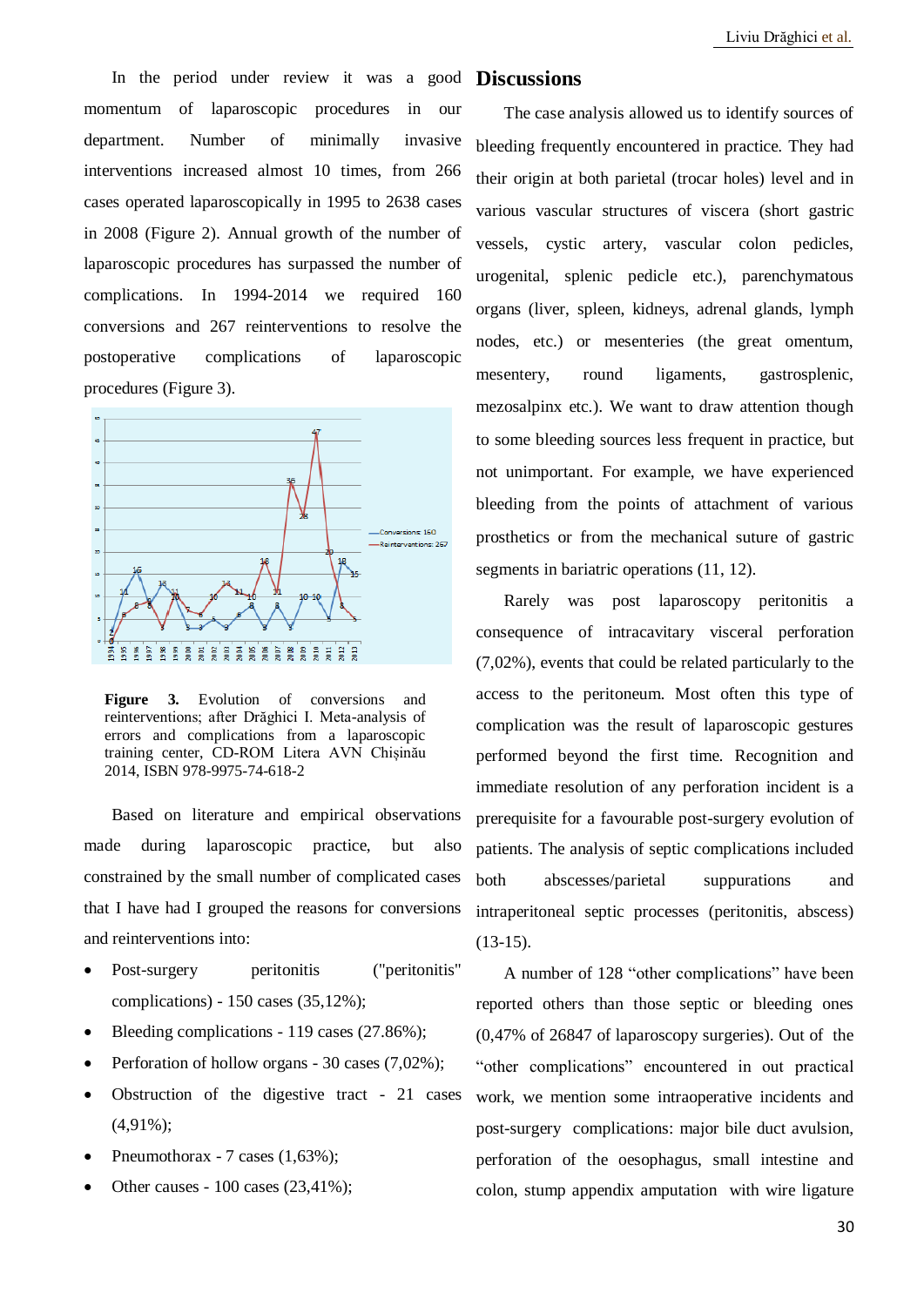In the period under review it was a good momentum of laparoscopic procedures in our department. Number of minimally invasive interventions increased almost 10 times, from 266 cases operated laparoscopically in 1995 to 2638 cases in 2008 (Figure 2). Annual growth of the number of laparoscopic procedures has surpassed the number of complications. In 1994-2014 we required 160 conversions and 267 reinterventions to resolve the postoperative complications of laparoscopic procedures (Figure 3).

**Figure 3.** Evolution of conversions and reinterventions; after Drăghici I. Meta-analysis of errors and complications from a laparoscopic training center, CD-ROM Litera AVN Chișinău 2014, ISBN 978-9975-74-618-2

Based on literature and empirical observations made during laparoscopic practice, but also constrained by the small number of complicated cases that I have had I grouped the reasons for conversions and reinterventions into:

- Post-surgery peritonitis ("peritonitis" complications) - 150 cases (35,12%);
- Bleeding complications - 119 cases (27.86%);
- Perforation of hollow organs - 30 cases (7,02%);
- Obstruction of the digestive tract - 21 cases (4,91%);
- Pneumothorax - 7 cases (1,63%);
- Other causes - 100 cases (23,41%);

# Discussions

The case analysis allowed us to identify sources of bleeding frequently encountered in practice. They had their origin at both parietal (trocar holes) level and in various vascular structures of viscera (short gastric vessels, cystic artery, vascular colon pedicles, urogenital, splenic pedicle etc.), parenchymatous organs (liver, spleen, kidneys, adrenal glands, lymph nodes, etc.) or mesenteries (the great omentum, mesentery, round ligaments, gastrosplenic, mezosalpinx etc.). We want to draw attention though to some bleeding sources less frequent in practice, but not unimportant. For example, we have experienced bleeding from the points of attachment of various prosthetics or from the mechanical suture of gastric segments in bariatric operations (11, 12).

Rarely was post laparoscopy peritonitis a consequence of intracavitary visceral perforation (7,02%), events that could be related particularly to the access to the peritoneum. Most often this type of complication was the result of laparoscopic gestures performed beyond the first time. Recognition and immediate resolution of any perforation incident is a prerequisite for a favourable post-surgery evolution of patients. The analysis of septic complications included both abscesses/parietal suppurations and intraperitoneal septic processes (peritonitis, abscess) (13-15).

A number of 128 "other complications" have been reported others than those septic or bleeding ones (0,47% of 26847 of laparoscopy surgeries). Out of the "other complications" encountered in out practical work, we mention some intraoperative incidents and post-surgery complications: major bile duct avulsion, perforation of the oesophagus, small intestine and colon, stump appendix amputation with wire ligature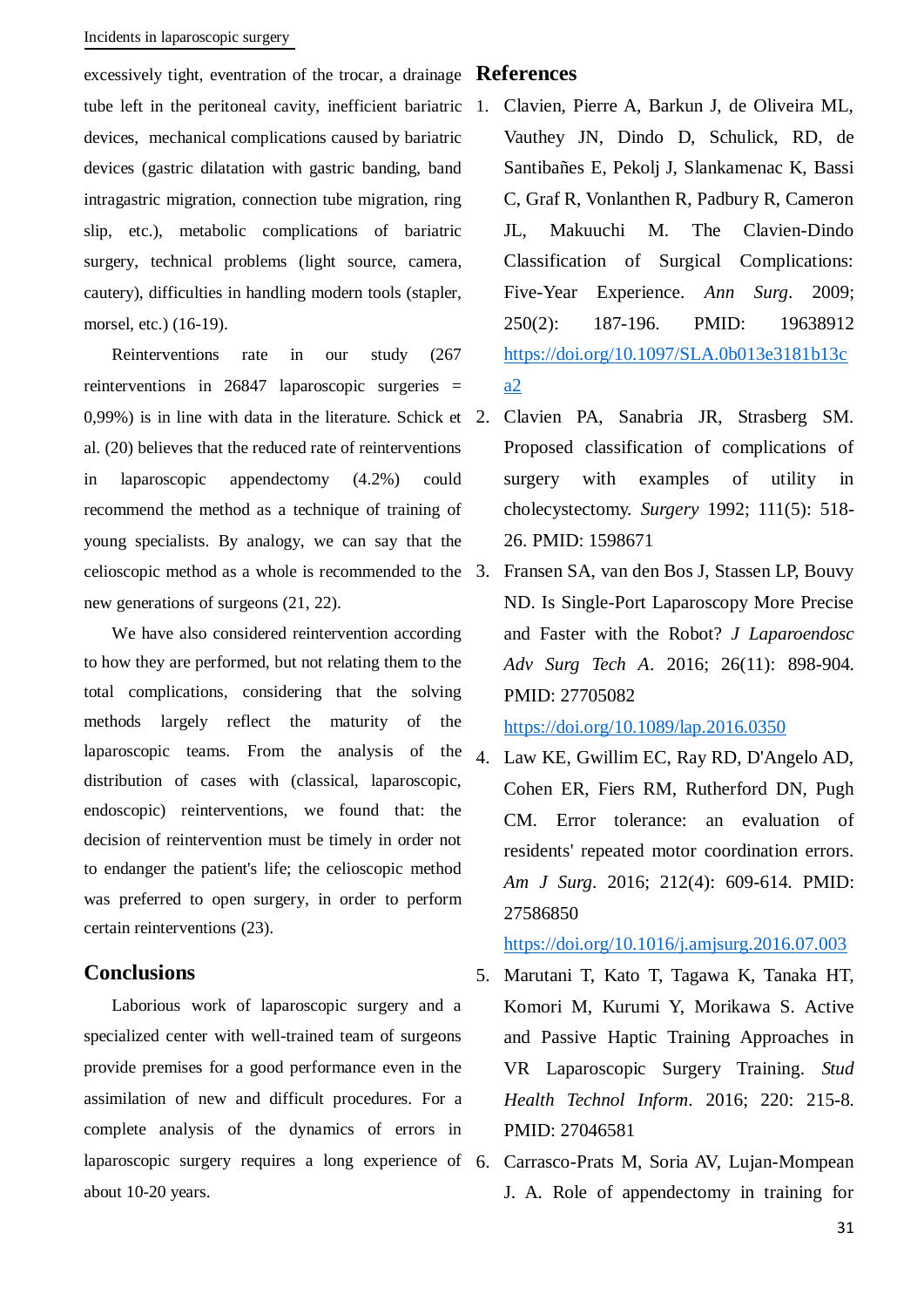excessively tight, eventration of the trocar, a drainage tube left in the peritoneal cavity, inefficient bariatric devices, mechanical complications caused by bariatric devices (gastric dilatation with gastric banding, band intragastric migration, connection tube migration, ring slip, etc.), metabolic complications of bariatric surgery, technical problems (light source, camera, cautery), difficulties in handling modern tools (stapler, morsel, etc.) (16-19).

Reinterventions rate in our study (267 reinterventions in 26847 laparoscopic surgeries = 0,99%) is in line with data in the literature. Schick et al. (20) believes that the reduced rate of reinterventions in laparoscopic appendectomy (4.2%) could recommend the method as a technique of training of young specialists. By analogy, we can say that the celioscopic method as a whole is recommended to the new generations of surgeons (21, 22).

We have also considered reintervention according to how they are performed, but not relating them to the total complications, considering that the solving methods largely reflect the maturity of the laparoscopic teams. From the analysis of the distribution of cases with (classical, laparoscopic, endoscopic) reinterventions, we found that: the decision of reintervention must be timely in order not to endanger the patient's life; the celioscopic method was preferred to open surgery, in order to perform certain reinterventions (23).

## Conclusions

Laborious work of laparoscopic surgery and a specialized center with well-trained team of surgeons provide premises for a good performance even in the assimilation of new and difficult procedures. For a complete analysis of the dynamics of errors in laparoscopic surgery requires a long experience of about 10-20 years.

## References

1. Clavien, Pierre A, Barkun J, de Oliveira ML, Vauthey JN, Dindo D, Schulick, RD, de Santibañes E, Pekolj J, Slankamenac K, Bassi C, Graf R, Vonlanthen R, Padbury R, Cameron JL, Makuuchi M. The Clavien-Dindo Classification of Surgical Complications: Five-Year Experience. *Ann Surg*. 2009; 250(2): 187-196. PMID: 19638912 https://doi.org/10.1097/SLA.0b013e3181b13ca2
2. Clavien PA, Sanabria JR, Strasberg SM. Proposed classification of complications of surgery with examples of utility in cholecystectomy. *Surgery* 1992; 111(5): 518-26. PMID: 1598671
3. Fransen SA, van den Bos J, Stassen LP, Bouvy ND. Is Single-Port Laparoscopy More Precise and Faster with the Robot? *J Laparoendosc Adv Surg Tech A*. 2016; 26(11): 898-904. PMID: 27705082 https://doi.org/10.1089/lap.2016.0350
4. Law KE, Gwillim EC, Ray RD, D'Angelo AD, Cohen ER, Fiers RM, Rutherford DN, Pugh CM. Error tolerance: an evaluation of residents' repeated motor coordination errors. *Am J Surg*. 2016; 212(4): 609-614. PMID: 27586850 https://doi.org/10.1016/j.amjsurg.2016.07.003
5. Marutani T, Kato T, Tagawa K, Tanaka HT, Komori M, Kurumi Y, Morikawa S. Active and Passive Haptic Training Approaches in VR Laparoscopic Surgery Training. *Stud Health Technol Inform*. 2016; 220: 215-8. PMID: 27046581
6. Carrasco-Prats M, Soria AV, Lujan-Mompean J. A. Role of appendectomy in training for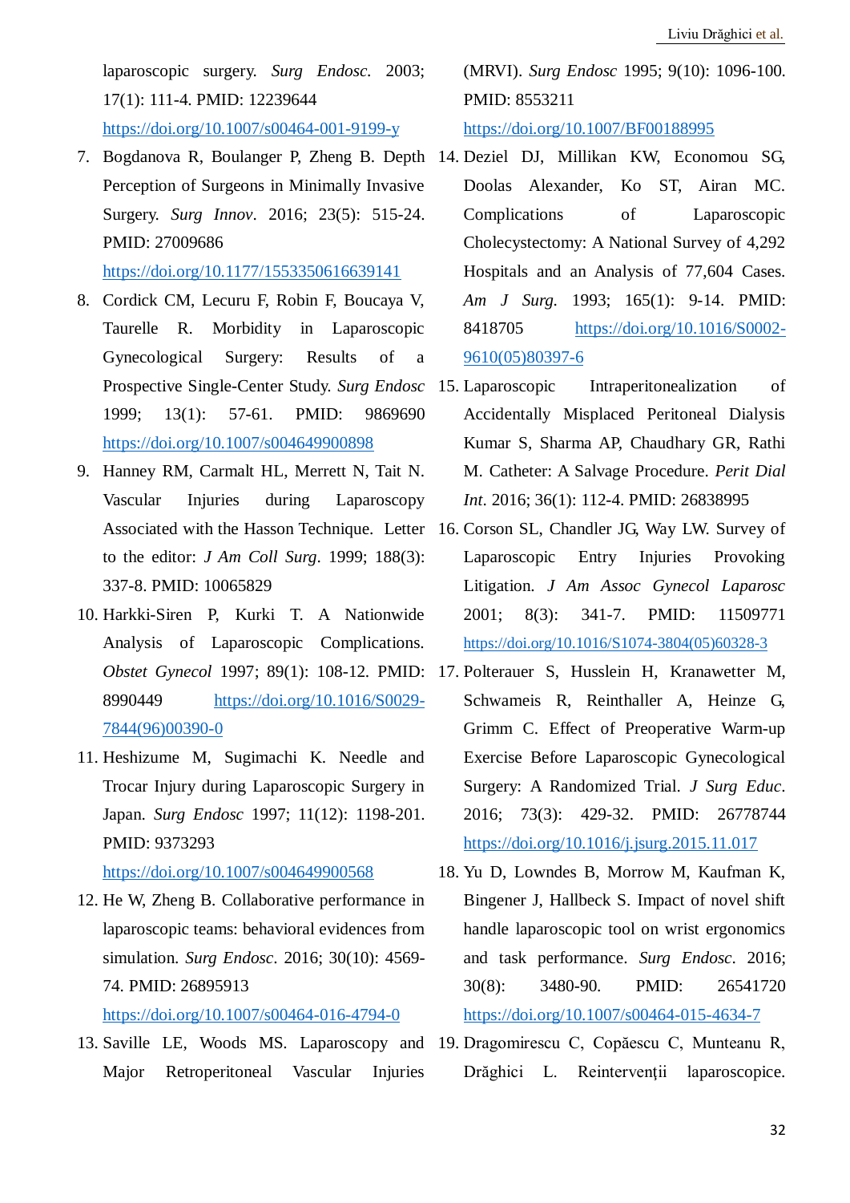laparoscopic surgery. *Surg Endosc*. 2003; 17(1): 111-4. PMID: 12239644 https://doi.org/10.1007/s00464-001-9199-y

7. Bogdanova R, Boulanger P, Zheng B. Depth Perception of Surgeons in Minimally Invasive Surgery. *Surg Innov*. 2016; 23(5): 515-24. PMID: 27009686 https://doi.org/10.1177/1553350616639141
8. Cordick CM, Lecuru F, Robin F, Boucaya V, Taurelle R. Morbidity in Laparoscopic Gynecological Surgery: Results of a Prospective Single-Center Study. *Surg Endosc* 1999; 13(1): 57-61. PMID: 9869690 https://doi.org/10.1007/s004649900898
9. Hanney RM, Carmalt HL, Merrett N, Tait N. Vascular Injuries during Laparoscopy Associated with the Hasson Technique. Letter to the editor: *J Am Coll Surg*. 1999; 188(3): 337-8. PMID: 10065829
10. Harkki-Siren P, Kurki T. A Nationwide Analysis of Laparoscopic Complications. *Obstet Gynecol* 1997; 89(1): 108-12. PMID: 8990449 https://doi.org/10.1016/S0029-7844(96)00390-0
11. Heshizume M, Sugimachi K. Needle and Trocar Injury during Laparoscopic Surgery in Japan. *Surg Endosc* 1997; 11(12): 1198-201. PMID: 9373293 https://doi.org/10.1007/s004649900568
12. He W, Zheng B. Collaborative performance in laparoscopic teams: behavioral evidences from simulation. *Surg Endosc*. 2016; 30(10): 4569-74. PMID: 26895913 https://doi.org/10.1007/s00464-016-4794-0
13. Saville LE, Woods MS. Laparoscopy and Major Retroperitoneal Vascular Injuries (MRVI). *Surg Endosc* 1995; 9(10): 1096-100. PMID: 8553211 https://doi.org/10.1007/BF00188995
14. Deziel DJ, Millikan KW, Economou SG, Doolas Alexander, Ko ST, Airan MC. Complications of Laparoscopic Cholecystectomy: A National Survey of 4,292 Hospitals and an Analysis of 77,604 Cases. *Am J Surg*. 1993; 165(1): 9-14. PMID: 8418705 https://doi.org/10.1016/S0002-9610(05)80397-6
15. Laparoscopic Intraperitonealization of Accidentally Misplaced Peritoneal Dialysis Kumar S, Sharma AP, Chaudhary GR, Rathi M. Catheter: A Salvage Procedure. *Perit Dial Int*. 2016; 36(1): 112-4. PMID: 26838995
16. Corson SL, Chandler JG, Way LW. Survey of Laparoscopic Entry Injuries Provoking Litigation. *J Am Assoc Gynecol Laparosc* 2001; 8(3): 341-7. PMID: 11509771 https://doi.org/10.1016/S1074-3804(05)60328-3
17. Polterauer S, Husslein H, Kranawetter M, Schwameis R, Reinthaller A, Heinze G, Grimm C. Effect of Preoperative Warm-up Exercise Before Laparoscopic Gynecological Surgery: A Randomized Trial. *J Surg Educ*. 2016; 73(3): 429-32. PMID: 26778744 https://doi.org/10.1016/j.jsurg.2015.11.017
18. Yu D, Lowndes B, Morrow M, Kaufman K, Bingener J, Hallbeck S. Impact of novel shift handle laparoscopic tool on wrist ergonomics and task performance. *Surg Endosc*. 2016; 30(8): 3480-90. PMID: 26541720 https://doi.org/10.1007/s00464-015-4634-7
19. Dragomirescu C, Copăescu C, Munteanu R, Drăghici L. Reintervenții laparoscopice.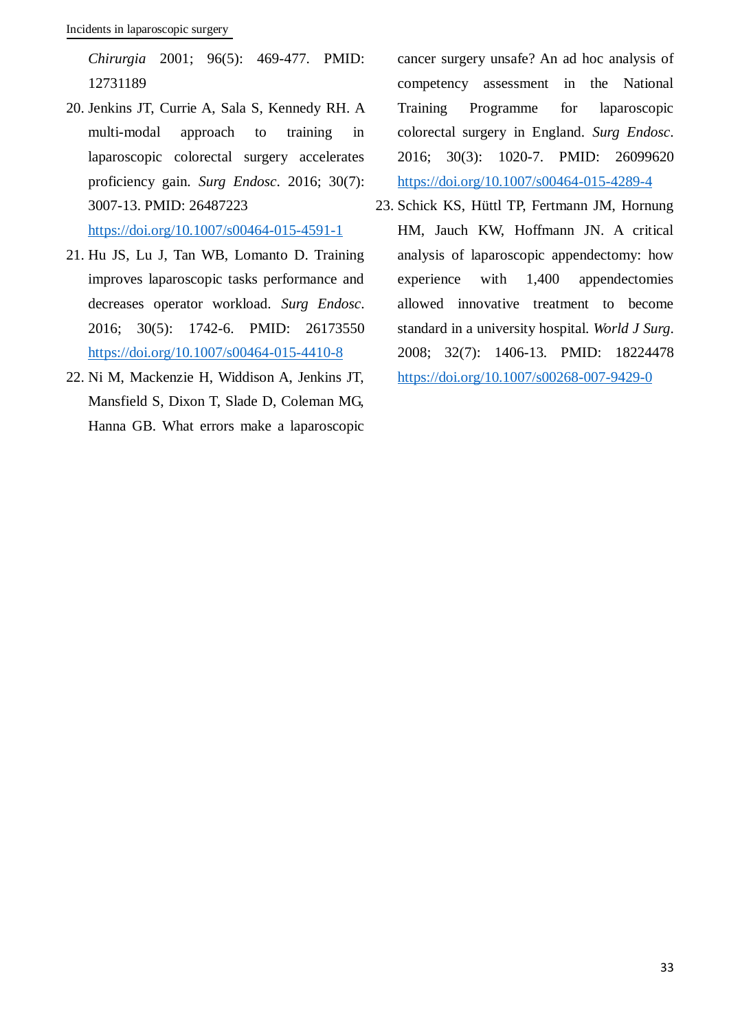*Chirurgia* 2001; 96(5): 469-477. PMID: 12731189

20. Jenkins JT, Currie A, Sala S, Kennedy RH. A multi-modal approach to training in laparoscopic colorectal surgery accelerates proficiency gain. *Surg Endosc*. 2016; 30(7): 3007-13. PMID: 26487223 https://doi.org/10.1007/s00464-015-4591-1
21. Hu JS, Lu J, Tan WB, Lomanto D. Training improves laparoscopic tasks performance and decreases operator workload. *Surg Endosc*. 2016; 30(5): 1742-6. PMID: 26173550 https://doi.org/10.1007/s00464-015-4410-8
22. Ni M, Mackenzie H, Widdison A, Jenkins JT, Mansfield S, Dixon T, Slade D, Coleman MG, Hanna GB. What errors make a laparoscopic cancer surgery unsafe? An ad hoc analysis of competency assessment in the National Training Programme for laparoscopic colorectal surgery in England. *Surg Endosc*. 2016; 30(3): 1020-7. PMID: 26099620 https://doi.org/10.1007/s00464-015-4289-4
23. Schick KS, Hüttl TP, Fertmann JM, Hornung HM, Jauch KW, Hoffmann JN. A critical analysis of laparoscopic appendectomy: how experience with 1,400 appendectomies allowed innovative treatment to become standard in a university hospital. *World J Surg*. 2008; 32(7): 1406-13. PMID: 18224478 https://doi.org/10.1007/s00268-007-9429-0